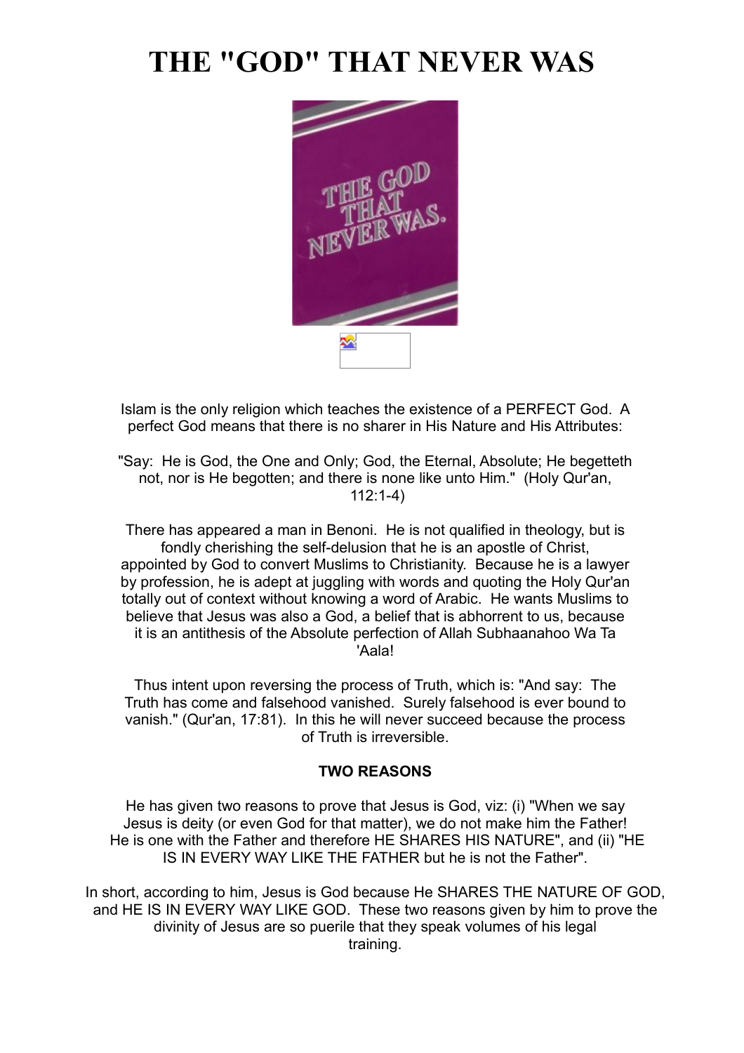# THE "GOD" THAT NEVER WAS

Islam is the only religion which teaches the existence of a PERFECT God. A perfect God means that there is no sharer in His Nature and His Attributes:

"Say: He is God, the One and Only; God, the Eternal, Absolute; He begetteth not, nor is He begotten; and there is none like unto Him." (Holy Qur'an, 112:1-4)

There has appeared a man in Benoni. He is not qualified in theology, but is fondly cherishing the self-delusion that he is an apostle of Christ, appointed by God to convert Muslims to Christianity. Because he is a lawyer by profession, he is adept at juggling with words and quoting the Holy Qur'an totally out of context without knowing a word of Arabic. He wants Muslims to believe that Jesus was also a God, a belief that is abhorrent to us, because it is an antithesis of the Absolute perfection of Allah Subhaanahoo Wa Ta 'Aala!

Thus intent upon reversing the process of Truth, which is: "And say: The Truth has come and falsehood vanished. Surely falsehood is ever bound to vanish." (Qur'an, 17:81). In this he will never succeed because the process of Truth is irreversible.

**TWO REASONS**

He has given two reasons to prove that Jesus is God, viz: (i) "When we say Jesus is deity (or even God for that matter), we do not make him the Father! He is one with the Father and therefore HE SHARES HIS NATURE", and (ii) "HE IS IN EVERY WAY LIKE THE FATHER but he is not the Father".

In short, according to him, Jesus is God because He SHARES THE NATURE OF GOD, and HE IS IN EVERY WAY LIKE GOD. These two reasons given by him to prove the divinity of Jesus are so puerile that they speak volumes of his legal training.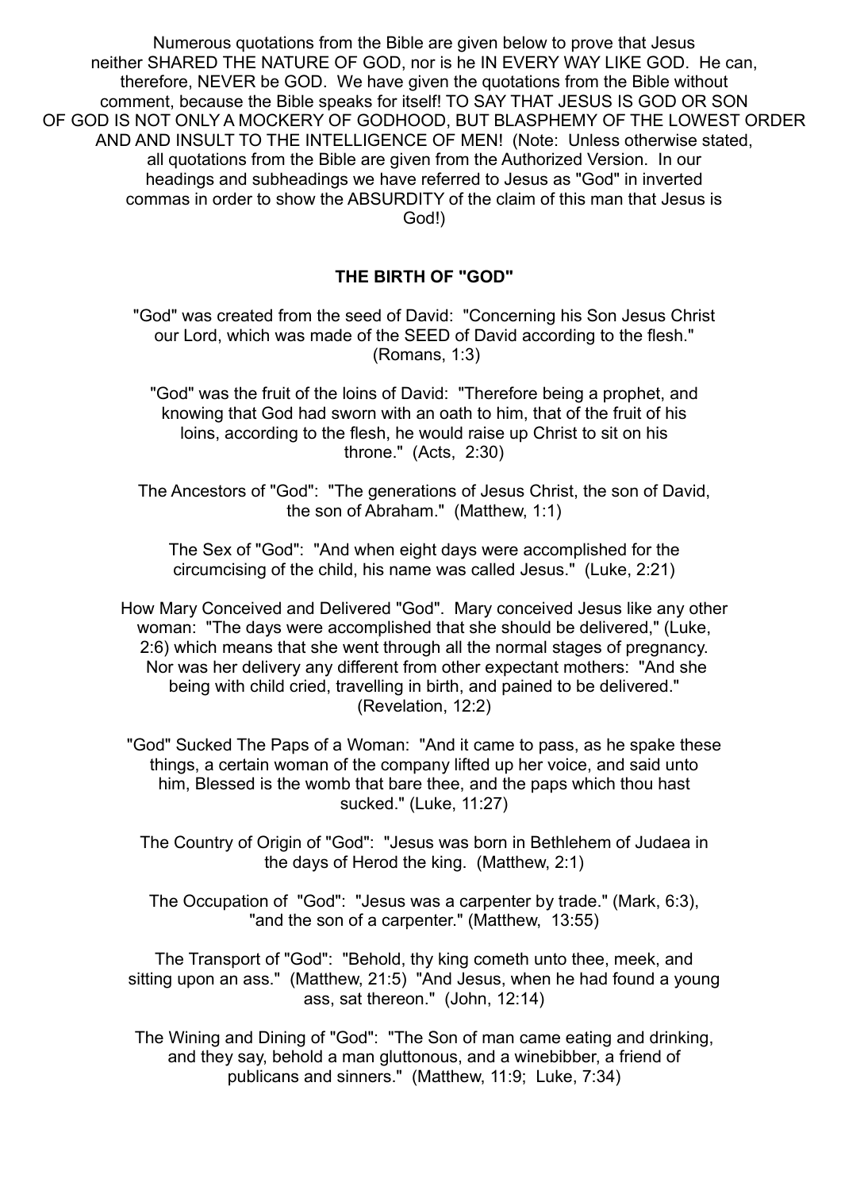Numerous quotations from the Bible are given below to prove that Jesus neither SHARED THE NATURE OF GOD, nor is he IN EVERY WAY LIKE GOD. He can, therefore, NEVER be GOD. We have given the quotations from the Bible without comment, because the Bible speaks for itself! TO SAY THAT JESUS IS GOD OR SON OF GOD IS NOT ONLY A MOCKERY OF GODHOOD, BUT BLASPHEMY OF THE LOWEST ORDER AND AND INSULT TO THE INTELLIGENCE OF MEN! (Note: Unless otherwise stated, all quotations from the Bible are given from the Authorized Version. In our headings and subheadings we have referred to Jesus as "God" in inverted commas in order to show the ABSURDITY of the claim of this man that Jesus is God!)

## THE BIRTH OF "GOD"

"God" was created from the seed of David: "Concerning his Son Jesus Christ our Lord, which was made of the SEED of David according to the flesh." (Romans, 1:3)

"God" was the fruit of the loins of David: "Therefore being a prophet, and knowing that God had sworn with an oath to him, that of the fruit of his loins, according to the flesh, he would raise up Christ to sit on his throne." (Acts, 2:30)

The Ancestors of "God": "The generations of Jesus Christ, the son of David, the son of Abraham." (Matthew, 1:1)

The Sex of "God": "And when eight days were accomplished for the circumcising of the child, his name was called Jesus." (Luke, 2:21)

How Mary Conceived and Delivered "God". Mary conceived Jesus like any other woman: "The days were accomplished that she should be delivered," (Luke, 2:6) which means that she went through all the normal stages of pregnancy. Nor was her delivery any different from other expectant mothers: "And she being with child cried, travelling in birth, and pained to be delivered." (Revelation, 12:2)

"God" Sucked The Paps of a Woman: "And it came to pass, as he spake these things, a certain woman of the company lifted up her voice, and said unto him, Blessed is the womb that bare thee, and the paps which thou hast sucked." (Luke, 11:27)

The Country of Origin of "God": "Jesus was born in Bethlehem of Judaea in the days of Herod the king. (Matthew, 2:1)

The Occupation of "God": "Jesus was a carpenter by trade." (Mark, 6:3), "and the son of a carpenter." (Matthew, 13:55)

The Transport of "God": "Behold, thy king cometh unto thee, meek, and sitting upon an ass." (Matthew, 21:5) "And Jesus, when he had found a young ass, sat thereon." (John, 12:14)

The Wining and Dining of "God": "The Son of man came eating and drinking, and they say, behold a man gluttonous, and a winebibber, a friend of publicans and sinners." (Matthew, 11:9; Luke, 7:34)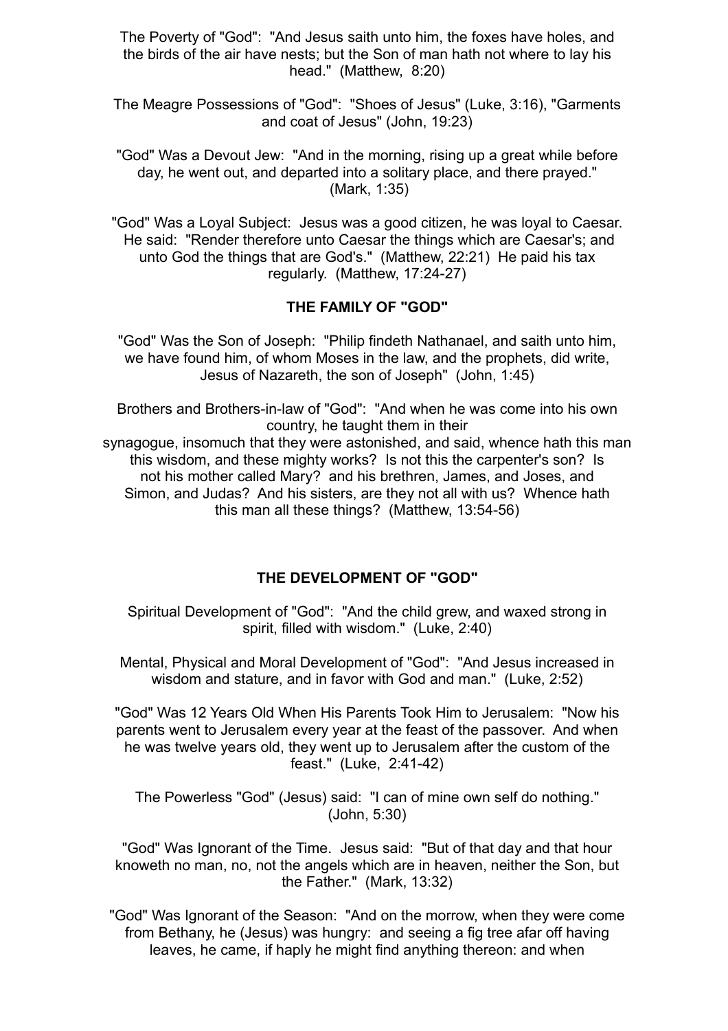The Poverty of "God": "And Jesus saith unto him, the foxes have holes, and the birds of the air have nests; but the Son of man hath not where to lay his head." (Matthew, 8:20)

The Meagre Possessions of "God": "Shoes of Jesus" (Luke, 3:16), "Garments and coat of Jesus" (John, 19:23)

"God" Was a Devout Jew: "And in the morning, rising up a great while before day, he went out, and departed into a solitary place, and there prayed." (Mark, 1:35)

"God" Was a Loyal Subject: Jesus was a good citizen, he was loyal to Caesar. He said: "Render therefore unto Caesar the things which are Caesar's; and unto God the things that are God's." (Matthew, 22:21) He paid his tax regularly. (Matthew, 17:24-27)

**THE FAMILY OF "GOD"**

"God" Was the Son of Joseph: "Philip findeth Nathanael, and saith unto him, we have found him, of whom Moses in the law, and the prophets, did write, Jesus of Nazareth, the son of Joseph" (John, 1:45)

Brothers and Brothers-in-law of "God": "And when he was come into his own country, he taught them in their synagogue, insomuch that they were astonished, and said, whence hath this man this wisdom, and these mighty works? Is not this the carpenter's son? Is not his mother called Mary? and his brethren, James, and Joses, and Simon, and Judas? And his sisters, are they not all with us? Whence hath this man all these things? (Matthew, 13:54-56)

**THE DEVELOPMENT OF "GOD"**

Spiritual Development of "God": "And the child grew, and waxed strong in spirit, filled with wisdom." (Luke, 2:40)

Mental, Physical and Moral Development of "God": "And Jesus increased in wisdom and stature, and in favor with God and man." (Luke, 2:52)

"God" Was 12 Years Old When His Parents Took Him to Jerusalem: "Now his parents went to Jerusalem every year at the feast of the passover. And when he was twelve years old, they went up to Jerusalem after the custom of the feast." (Luke, 2:41-42)

The Powerless "God" (Jesus) said: "I can of mine own self do nothing." (John, 5:30)

"God" Was Ignorant of the Time. Jesus said: "But of that day and that hour knoweth no man, no, not the angels which are in heaven, neither the Son, but the Father." (Mark, 13:32)

"God" Was Ignorant of the Season: "And on the morrow, when they were come from Bethany, he (Jesus) was hungry: and seeing a fig tree afar off having leaves, he came, if haply he might find anything thereon: and when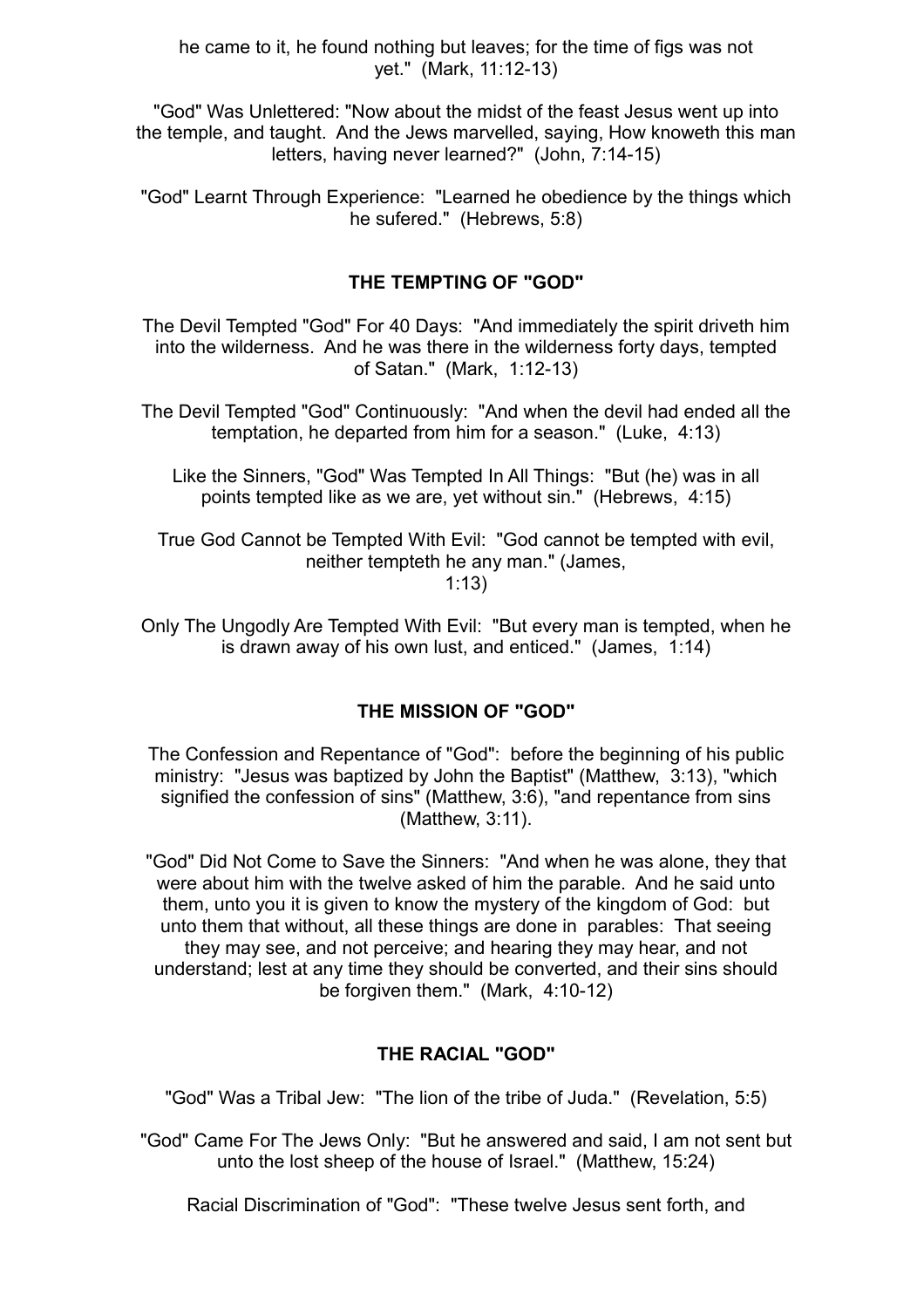he came to it, he found nothing but leaves; for the time of figs was not yet." (Mark, 11:12-13)

"God" Was Unlettered: "Now about the midst of the feast Jesus went up into the temple, and taught. And the Jews marvelled, saying, How knoweth this man letters, having never learned?" (John, 7:14-15)

"God" Learnt Through Experience: "Learned he obedience by the things which he sufered." (Hebrews, 5:8)

## THE TEMPTING OF "GOD"

The Devil Tempted "God" For 40 Days: "And immediately the spirit driveth him into the wilderness. And he was there in the wilderness forty days, tempted of Satan." (Mark, 1:12-13)

The Devil Tempted "God" Continuously: "And when the devil had ended all the temptation, he departed from him for a season." (Luke, 4:13)

Like the Sinners, "God" Was Tempted In All Things: "But (he) was in all points tempted like as we are, yet without sin." (Hebrews, 4:15)

True God Cannot be Tempted With Evil: "God cannot be tempted with evil, neither tempteth he any man." (James, 1:13)

Only The Ungodly Are Tempted With Evil: "But every man is tempted, when he is drawn away of his own lust, and enticed." (James, 1:14)

## THE MISSION OF "GOD"

The Confession and Repentance of "God": before the beginning of his public ministry: "Jesus was baptized by John the Baptist" (Matthew, 3:13), "which signified the confession of sins" (Matthew, 3:6), "and repentance from sins (Matthew, 3:11).

"God" Did Not Come to Save the Sinners: "And when he was alone, they that were about him with the twelve asked of him the parable. And he said unto them, unto you it is given to know the mystery of the kingdom of God: but unto them that without, all these things are done in parables: That seeing they may see, and not perceive; and hearing they may hear, and not understand; lest at any time they should be converted, and their sins should be forgiven them." (Mark, 4:10-12)

## THE RACIAL "GOD"

"God" Was a Tribal Jew: "The lion of the tribe of Juda." (Revelation, 5:5)

"God" Came For The Jews Only: "But he answered and said, I am not sent but unto the lost sheep of the house of Israel." (Matthew, 15:24)

Racial Discrimination of "God": "These twelve Jesus sent forth, and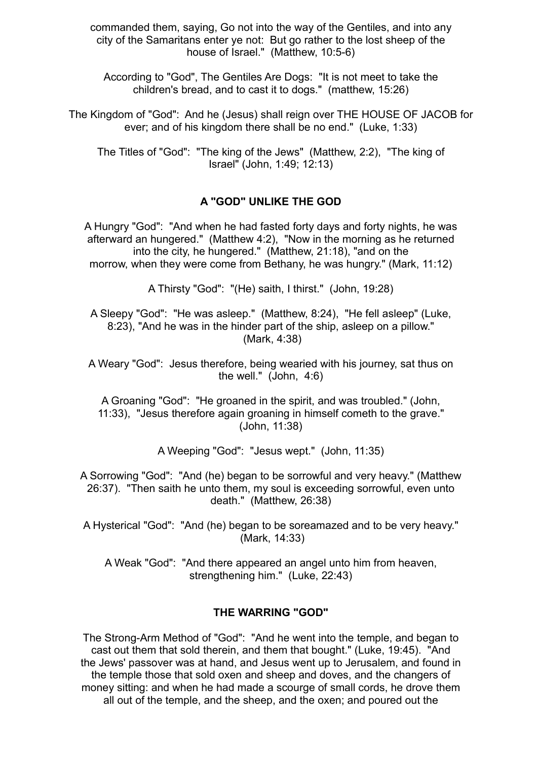commanded them, saying, Go not into the way of the Gentiles, and into any city of the Samaritans enter ye not: But go rather to the lost sheep of the house of Israel." (Matthew, 10:5-6)

According to "God", The Gentiles Are Dogs: "It is not meet to take the children's bread, and to cast it to dogs." (matthew, 15:26)

The Kingdom of "God": And he (Jesus) shall reign over THE HOUSE OF JACOB for ever; and of his kingdom there shall be no end." (Luke, 1:33)

The Titles of "God": "The king of the Jews" (Matthew, 2:2), "The king of Israel" (John, 1:49; 12:13)

## A "GOD" UNLIKE THE GOD

A Hungry "God": "And when he had fasted forty days and forty nights, he was afterward an hungered." (Matthew 4:2), "Now in the morning as he returned into the city, he hungered." (Matthew, 21:18), "and on the morrow, when they were come from Bethany, he was hungry." (Mark, 11:12)

A Thirsty "God": "(He) saith, I thirst." (John, 19:28)

A Sleepy "God": "He was asleep." (Matthew, 8:24), "He fell asleep" (Luke, 8:23), "And he was in the hinder part of the ship, asleep on a pillow." (Mark, 4:38)

A Weary "God": Jesus therefore, being wearied with his journey, sat thus on the well." (John, 4:6)

A Groaning "God": "He groaned in the spirit, and was troubled." (John, 11:33), "Jesus therefore again groaning in himself cometh to the grave." (John, 11:38)

A Weeping "God": "Jesus wept." (John, 11:35)

A Sorrowing "God": "And (he) began to be sorrowful and very heavy." (Matthew 26:37). "Then saith he unto them, my soul is exceeding sorrowful, even unto death." (Matthew, 26:38)

A Hysterical "God": "And (he) began to be soreamazed and to be very heavy." (Mark, 14:33)

A Weak "God": "And there appeared an angel unto him from heaven, strengthening him." (Luke, 22:43)

## THE WARRING "GOD"

The Strong-Arm Method of "God": "And he went into the temple, and began to cast out them that sold therein, and them that bought." (Luke, 19:45). "And the Jews' passover was at hand, and Jesus went up to Jerusalem, and found in the temple those that sold oxen and sheep and doves, and the changers of money sitting: and when he had made a scourge of small cords, he drove them all out of the temple, and the sheep, and the oxen; and poured out the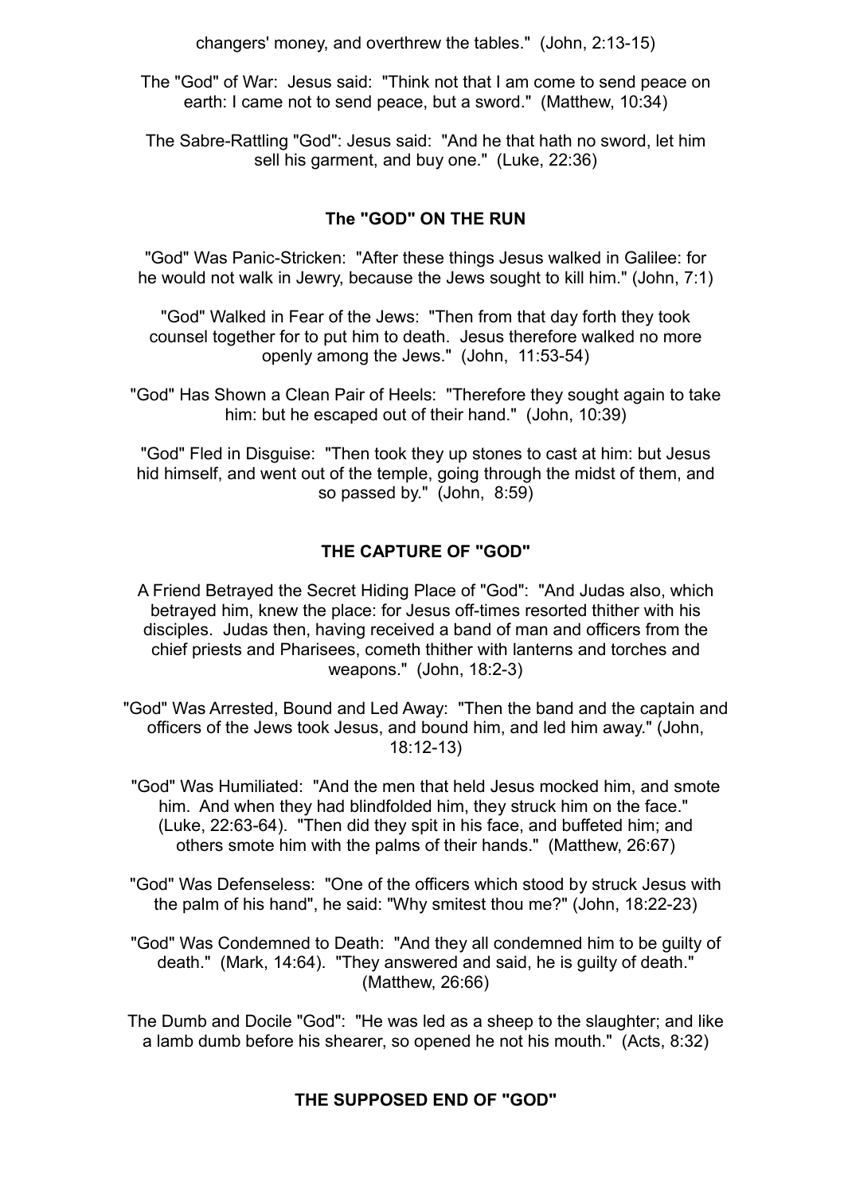changers' money, and overthrew the tables." (John, 2:13-15)

The "God" of War: Jesus said: "Think not that I am come to send peace on earth: I came not to send peace, but a sword." (Matthew, 10:34)

The Sabre-Rattling "God": Jesus said: "And he that hath no sword, let him sell his garment, and buy one." (Luke, 22:36)

### The "GOD" ON THE RUN

"God" Was Panic-Stricken: "After these things Jesus walked in Galilee: for he would not walk in Jewry, because the Jews sought to kill him." (John, 7:1)

"God" Walked in Fear of the Jews: "Then from that day forth they took counsel together for to put him to death. Jesus therefore walked no more openly among the Jews." (John, 11:53-54)

"God" Has Shown a Clean Pair of Heels: "Therefore they sought again to take him: but he escaped out of their hand." (John, 10:39)

"God" Fled in Disguise: "Then took they up stones to cast at him: but Jesus hid himself, and went out of the temple, going through the midst of them, and so passed by." (John, 8:59)

### THE CAPTURE OF "GOD"

A Friend Betrayed the Secret Hiding Place of "God": "And Judas also, which betrayed him, knew the place: for Jesus off-times resorted thither with his disciples. Judas then, having received a band of man and officers from the chief priests and Pharisees, cometh thither with lanterns and torches and weapons." (John, 18:2-3)

"God" Was Arrested, Bound and Led Away: "Then the band and the captain and officers of the Jews took Jesus, and bound him, and led him away." (John, 18:12-13)

"God" Was Humiliated: "And the men that held Jesus mocked him, and smote him. And when they had blindfolded him, they struck him on the face." (Luke, 22:63-64). "Then did they spit in his face, and buffeted him; and others smote him with the palms of their hands." (Matthew, 26:67)

"God" Was Defenseless: "One of the officers which stood by struck Jesus with the palm of his hand", he said: "Why smitest thou me?" (John, 18:22-23)

"God" Was Condemned to Death: "And they all condemned him to be guilty of death." (Mark, 14:64). "They answered and said, he is guilty of death." (Matthew, 26:66)

The Dumb and Docile "God": "He was led as a sheep to the slaughter; and like a lamb dumb before his shearer, so opened he not his mouth." (Acts, 8:32)

### THE SUPPOSED END OF "GOD"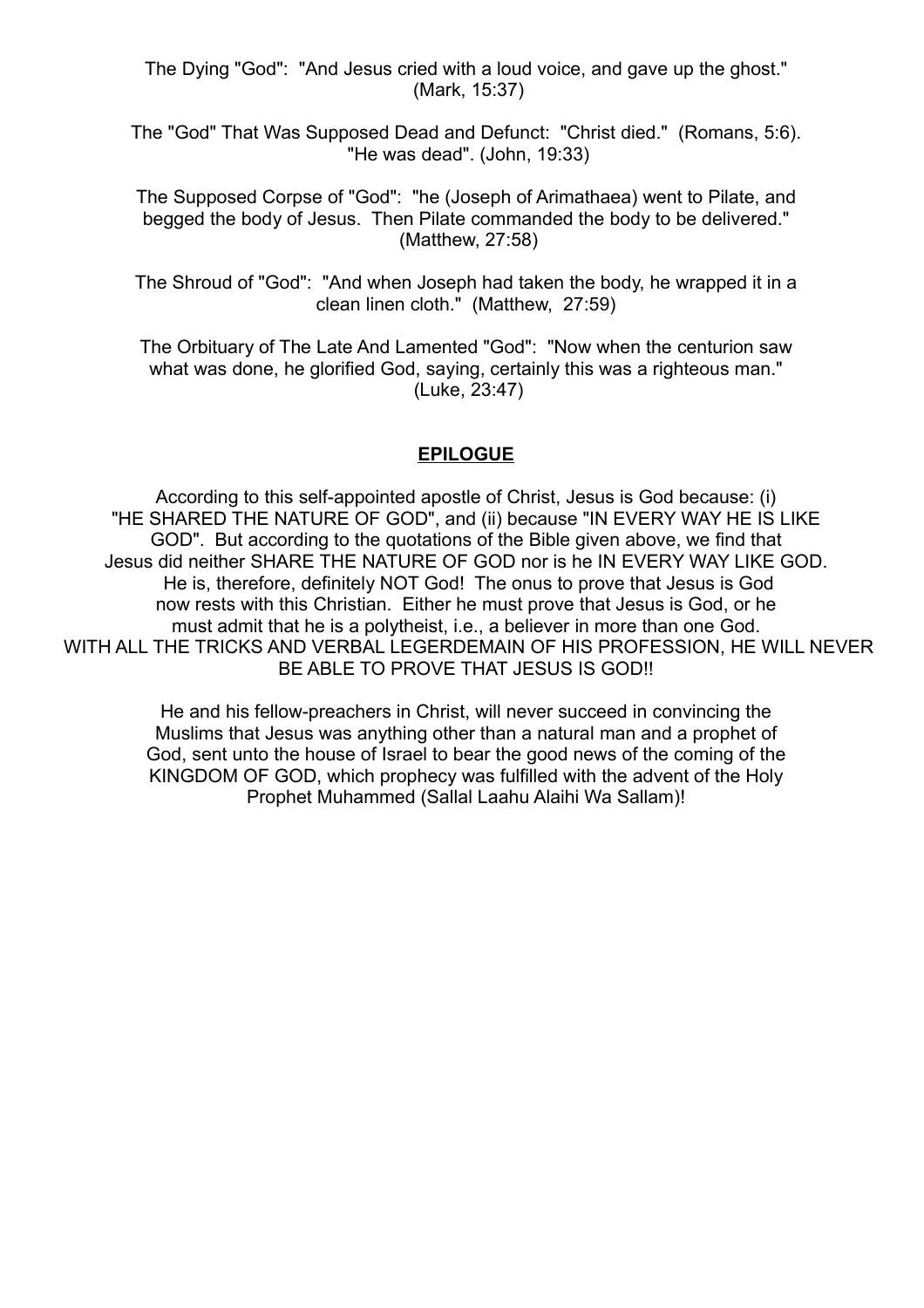The Dying "God": "And Jesus cried with a loud voice, and gave up the ghost." (Mark, 15:37)

The "God" That Was Supposed Dead and Defunct: "Christ died." (Romans, 5:6). "He was dead". (John, 19:33)

The Supposed Corpse of "God": "he (Joseph of Arimathaea) went to Pilate, and begged the body of Jesus. Then Pilate commanded the body to be delivered." (Matthew, 27:58)

The Shroud of "God": "And when Joseph had taken the body, he wrapped it in a clean linen cloth." (Matthew, 27:59)

The Orbituary of The Late And Lamented "God": "Now when the centurion saw what was done, he glorified God, saying, certainly this was a righteous man." (Luke, 23:47)

## EPILOGUE

According to this self-appointed apostle of Christ, Jesus is God because: (i) "HE SHARED THE NATURE OF GOD", and (ii) because "IN EVERY WAY HE IS LIKE GOD". But according to the quotations of the Bible given above, we find that Jesus did neither SHARE THE NATURE OF GOD nor is he IN EVERY WAY LIKE GOD. He is, therefore, definitely NOT God! The onus to prove that Jesus is God now rests with this Christian. Either he must prove that Jesus is God, or he must admit that he is a polytheist, i.e., a believer in more than one God. WITH ALL THE TRICKS AND VERBAL LEGERDEMAIN OF HIS PROFESSION, HE WILL NEVER BE ABLE TO PROVE THAT JESUS IS GOD!!

He and his fellow-preachers in Christ, will never succeed in convincing the Muslims that Jesus was anything other than a natural man and a prophet of God, sent unto the house of Israel to bear the good news of the coming of the KINGDOM OF GOD, which prophecy was fulfilled with the advent of the Holy Prophet Muhammed (Sallal Laahu Alaihi Wa Sallam)!